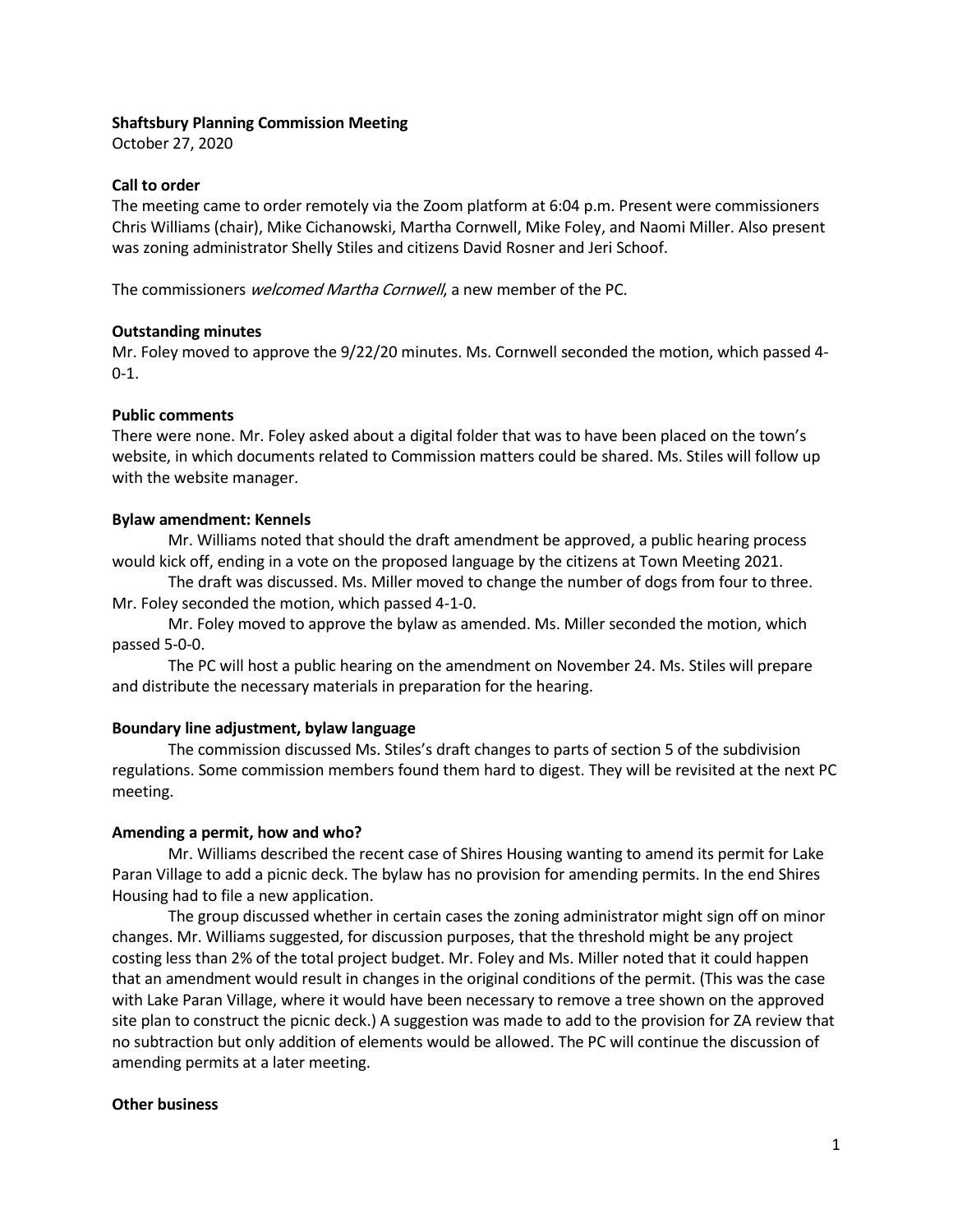**Shaftsbury Planning Commission Meeting**
October 27, 2020

**Call to order**
The meeting came to order remotely via the Zoom platform at 6:04 p.m. Present were commissioners Chris Williams (chair), Mike Cichanowski, Martha Cornwell, Mike Foley, and Naomi Miller. Also present was zoning administrator Shelly Stiles and citizens David Rosner and Jeri Schoof.

The commissioners *welcomed Martha Cornwell*, a new member of the PC.

**Outstanding minutes**
Mr. Foley moved to approve the 9/22/20 minutes. Ms. Cornwell seconded the motion, which passed 4-0-1.

**Public comments**
There were none. Mr. Foley asked about a digital folder that was to have been placed on the town's website, in which documents related to Commission matters could be shared. Ms. Stiles will follow up with the website manager.

**Bylaw amendment: Kennels**

Mr. Williams noted that should the draft amendment be approved, a public hearing process would kick off, ending in a vote on the proposed language by the citizens at Town Meeting 2021.

The draft was discussed. Ms. Miller moved to change the number of dogs from four to three. Mr. Foley seconded the motion, which passed 4-1-0.

Mr. Foley moved to approve the bylaw as amended. Ms. Miller seconded the motion, which passed 5-0-0.

The PC will host a public hearing on the amendment on November 24. Ms. Stiles will prepare and distribute the necessary materials in preparation for the hearing.

**Boundary line adjustment, bylaw language**

The commission discussed Ms. Stiles's draft changes to parts of section 5 of the subdivision regulations. Some commission members found them hard to digest. They will be revisited at the next PC meeting.

**Amending a permit, how and who?**

Mr. Williams described the recent case of Shires Housing wanting to amend its permit for Lake Paran Village to add a picnic deck. The bylaw has no provision for amending permits. In the end Shires Housing had to file a new application.

The group discussed whether in certain cases the zoning administrator might sign off on minor changes. Mr. Williams suggested, for discussion purposes, that the threshold might be any project costing less than 2% of the total project budget. Mr. Foley and Ms. Miller noted that it could happen that an amendment would result in changes in the original conditions of the permit. (This was the case with Lake Paran Village, where it would have been necessary to remove a tree shown on the approved site plan to construct the picnic deck.) A suggestion was made to add to the provision for ZA review that no subtraction but only addition of elements would be allowed. The PC will continue the discussion of amending permits at a later meeting.

**Other business**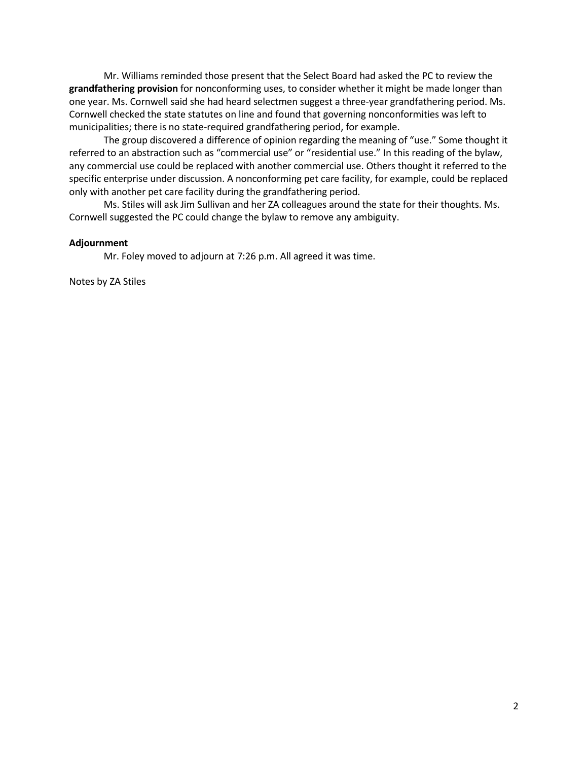Mr. Williams reminded those present that the Select Board had asked the PC to review the **grandfathering provision** for nonconforming uses, to consider whether it might be made longer than one year. Ms. Cornwell said she had heard selectmen suggest a three-year grandfathering period. Ms. Cornwell checked the state statutes on line and found that governing nonconformities was left to municipalities; there is no state-required grandfathering period, for example.

The group discovered a difference of opinion regarding the meaning of "use." Some thought it referred to an abstraction such as "commercial use" or "residential use." In this reading of the bylaw, any commercial use could be replaced with another commercial use. Others thought it referred to the specific enterprise under discussion. A nonconforming pet care facility, for example, could be replaced only with another pet care facility during the grandfathering period.

Ms. Stiles will ask Jim Sullivan and her ZA colleagues around the state for their thoughts. Ms. Cornwell suggested the PC could change the bylaw to remove any ambiguity.

**Adjournment**

Mr. Foley moved to adjourn at 7:26 p.m. All agreed it was time.

Notes by ZA Stiles